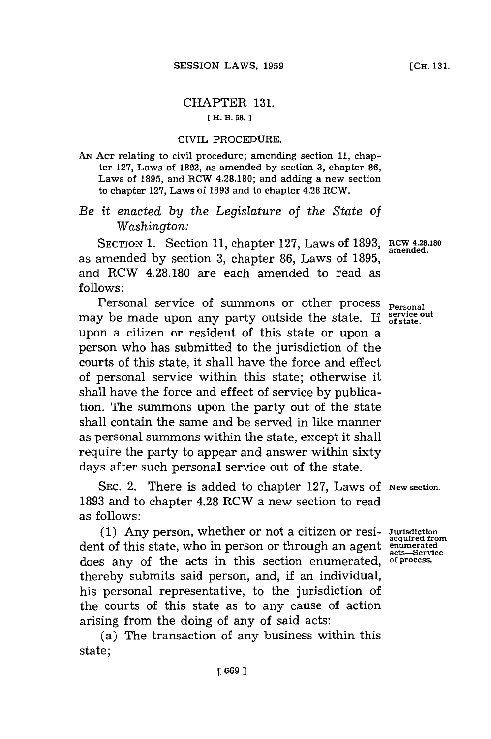# CHAPTER 131.

[ H. B. 58. ]

## CIVIL PROCEDURE.

AN ACT relating to civil procedure; amending section 11, chapter 127, Laws of 1893, as amended by section 3, chapter 86, Laws of 1895, and RCW 4.28.180; and adding a new section to chapter 127, Laws of 1893 and to chapter 4.28 RCW.

*Be it enacted by the Legislature of the State of Washington:*

SECTION 1. Section 11, chapter 127, Laws of 1893, as amended by section 3, chapter 86, Laws of 1895, and RCW 4.28.180 are each amended to read as follows:

**RCW 4.28.180 amended.**

Personal service of summons or other process may be made upon any party outside the state. If upon a citizen or resident of this state or upon a person who has submitted to the jurisdiction of the courts of this state, it shall have the force and effect of personal service within this state; otherwise it shall have the force and effect of service by publication. The summons upon the party out of the state shall contain the same and be served in like manner as personal summons within the state, except it shall require the party to appear and answer within sixty days after such personal service out of the state.

**Personal service out of state.**

SEC. 2. There is added to chapter 127, Laws of 1893 and to chapter 4.28 RCW a new section to read as follows:

**New section.**

(1) Any person, whether or not a citizen or resident of this state, who in person or through an agent does any of the acts in this section enumerated, thereby submits said person, and, if an individual, his personal representative, to the jurisdiction of the courts of this state as to any cause of action arising from the doing of any of said acts:

**Jurisdiction acquired from enumerated acts—Service of process.**

(a) The transaction of any business within this state;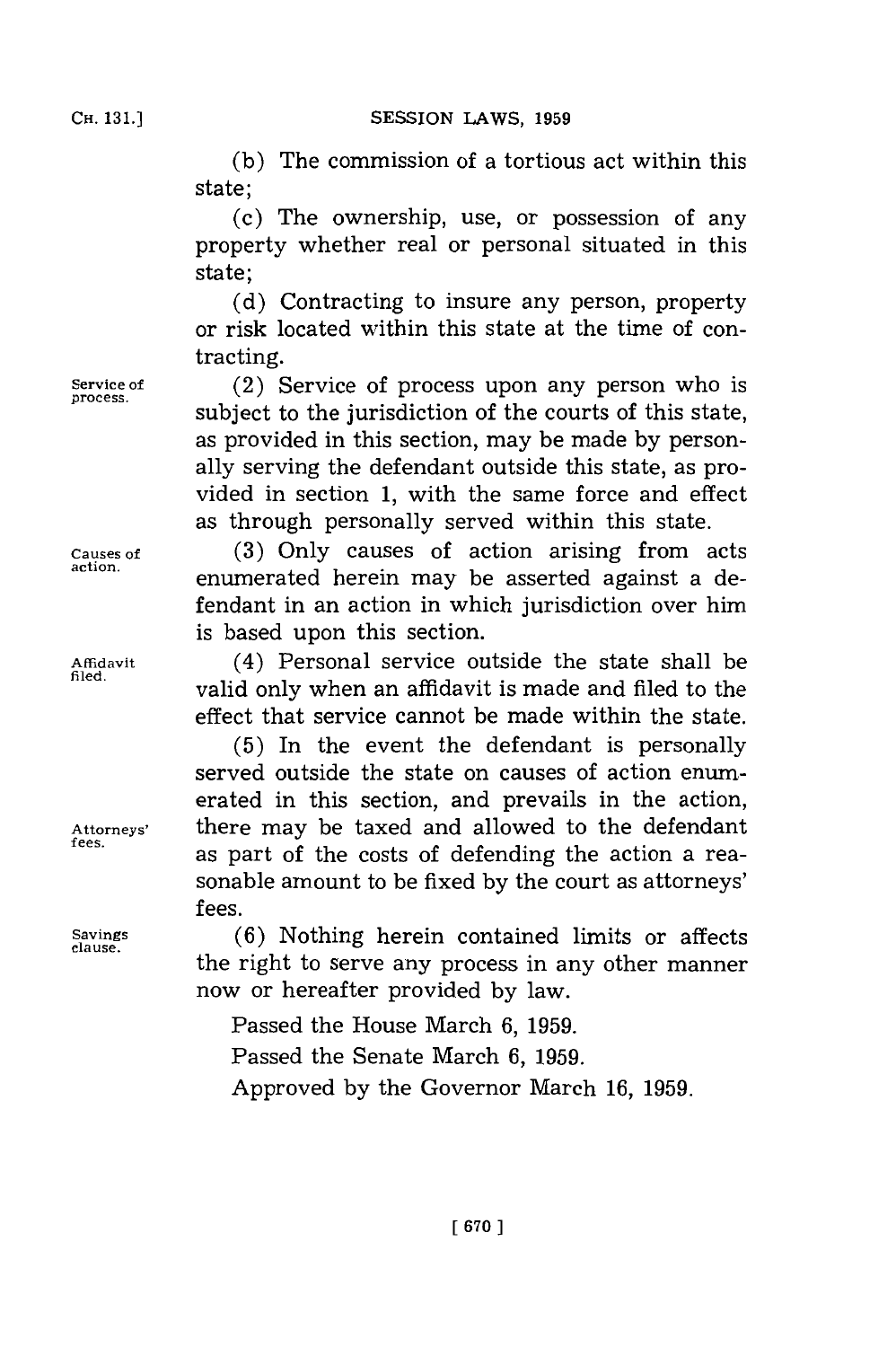(b) The commission of a tortious act within this state;

(c) The ownership, use, or possession of any property whether real or personal situated in this state;

(d) Contracting to insure any person, property or risk located within this state at the time of contracting.

Service of process.

(2) Service of process upon any person who is subject to the jurisdiction of the courts of this state, as provided in this section, may be made by personally serving the defendant outside this state, as provided in section 1, with the same force and effect as through personally served within this state.

Causes of action.

(3) Only causes of action arising from acts enumerated herein may be asserted against a defendant in an action in which jurisdiction over him is based upon this section.

Affidavit filed.

(4) Personal service outside the state shall be valid only when an affidavit is made and filed to the effect that service cannot be made within the state.

Attorneys' fees.

(5) In the event the defendant is personally served outside the state on causes of action enumerated in this section, and prevails in the action, there may be taxed and allowed to the defendant as part of the costs of defending the action a reasonable amount to be fixed by the court as attorneys' fees.

Savings clause.

(6) Nothing herein contained limits or affects the right to serve any process in any other manner now or hereafter provided by law.

Passed the House March 6, 1959.

Passed the Senate March 6, 1959.

Approved by the Governor March 16, 1959.